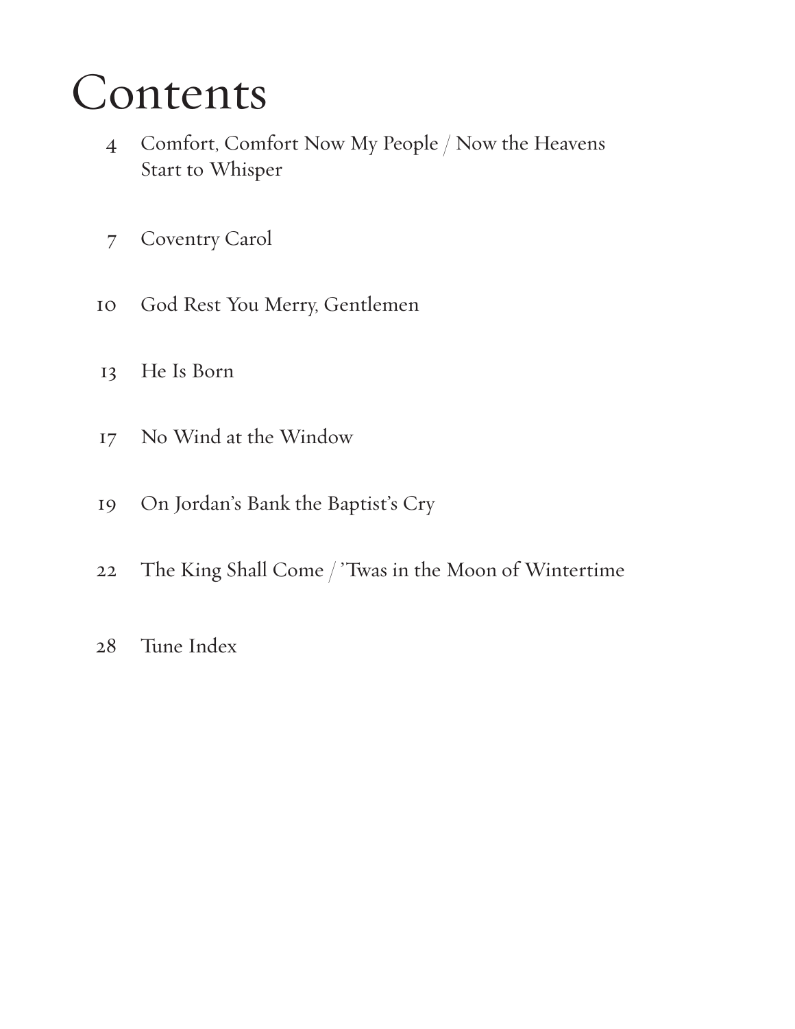# Contents

| | |
|---|---|
| 4 | Comfort, Comfort Now My People / Now the Heavens Start to Whisper |
| 7 | Coventry Carol |
| 10 | God Rest You Merry, Gentlemen |
| 13 | He Is Born |
| 17 | No Wind at the Window |
| 19 | On Jordan's Bank the Baptist's Cry |
| 22 | The King Shall Come / 'Twas in the Moon of Wintertime |
| 28 | Tune Index |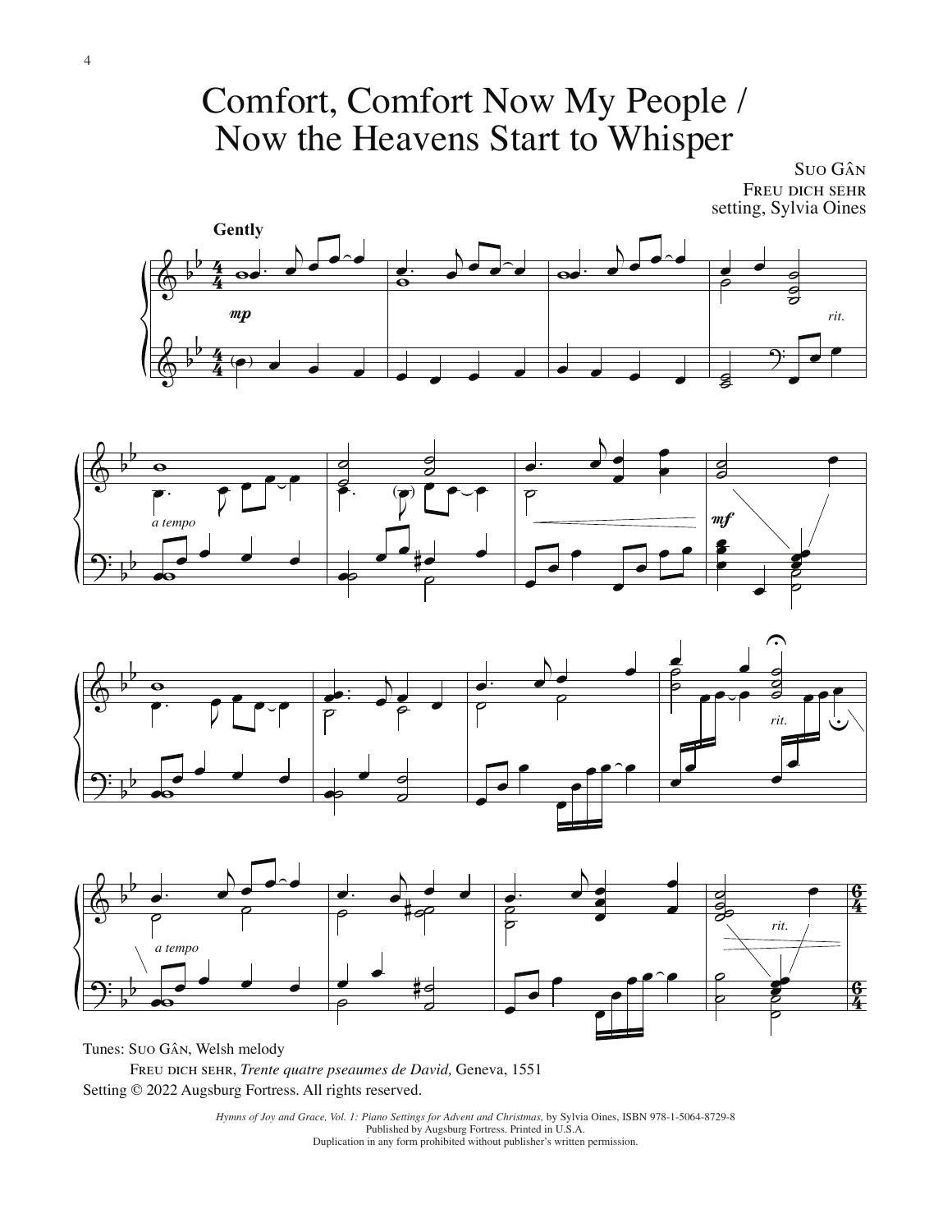# Comfort, Comfort Now My People / Now the Heavens Start to Whisper

SUO GÂN
FREU DICH SEHR
setting, Sylvia Oines

Tunes: SUO GÂN, Welsh melody
FREU DICH SEHR, *Trente quatre pseaumes de David,* Geneva, 1551
Setting © 2022 Augsburg Fortress. All rights reserved.

*Hymns of Joy and Grace, Vol. 1: Piano Settings for Advent and Christmas,* by Sylvia Oines, ISBN 978-1-5064-8729-8
Published by Augsburg Fortress. Printed in U.S.A.
Duplication in any form prohibited without publisher's written permission.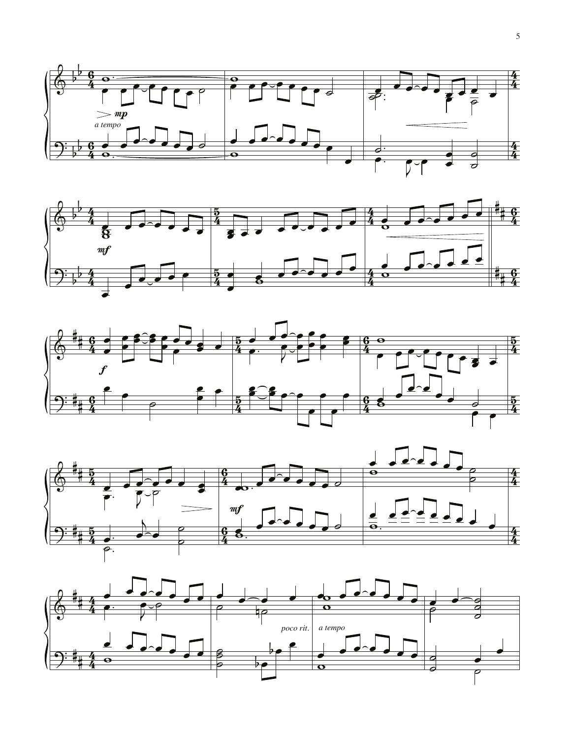*a tempo*

*poco rit.* *a tempo*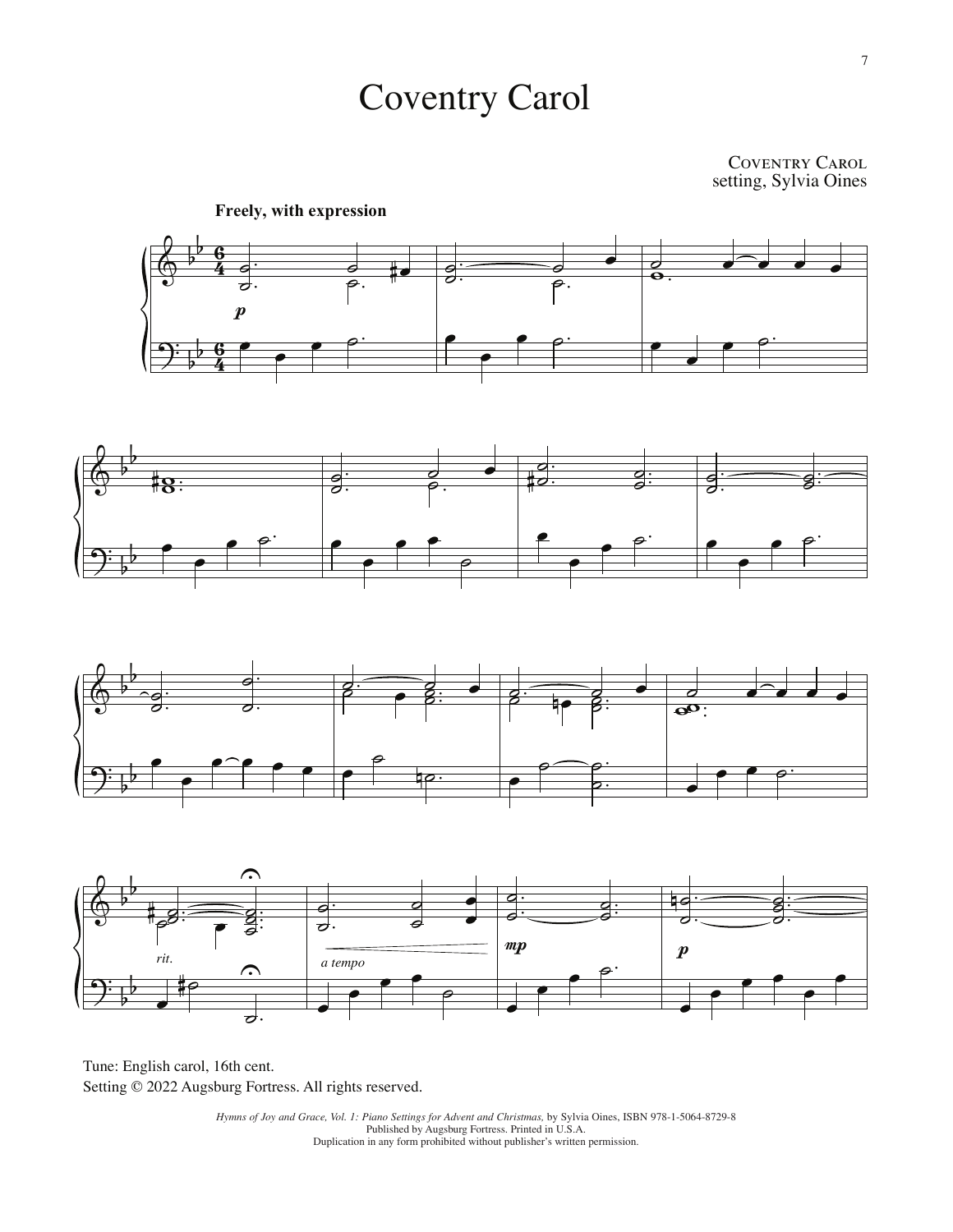# Coventry Carol

Coventry Carol
setting, Sylvia Oines

**Freely, with expression**

Tune: English carol, 16th cent.
Setting © 2022 Augsburg Fortress. All rights reserved.

*Hymns of Joy and Grace, Vol. 1: Piano Settings for Advent and Christmas,* by Sylvia Oines, ISBN 978-1-5064-8729-8
Published by Augsburg Fortress. Printed in U.S.A.
Duplication in any form prohibited without publisher's written permission.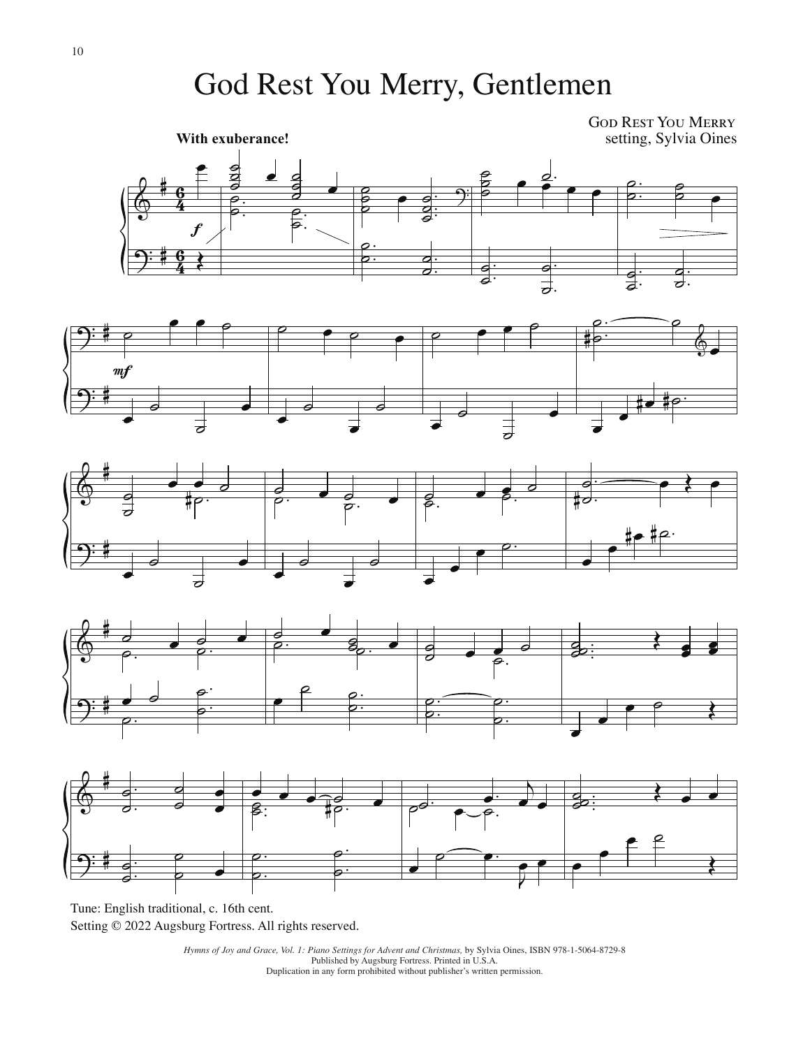# God Rest You Merry, Gentlemen

GOD REST YOU MERRY
setting, Sylvia Oines

**With exuberance!**

Tune: English traditional, c. 16th cent.
Setting © 2022 Augsburg Fortress. All rights reserved.

*Hymns of Joy and Grace, Vol. 1: Piano Settings for Advent and Christmas,* by Sylvia Oines, ISBN 978-1-5064-8729-8
Published by Augsburg Fortress. Printed in U.S.A.
Duplication in any form prohibited without publisher's written permission.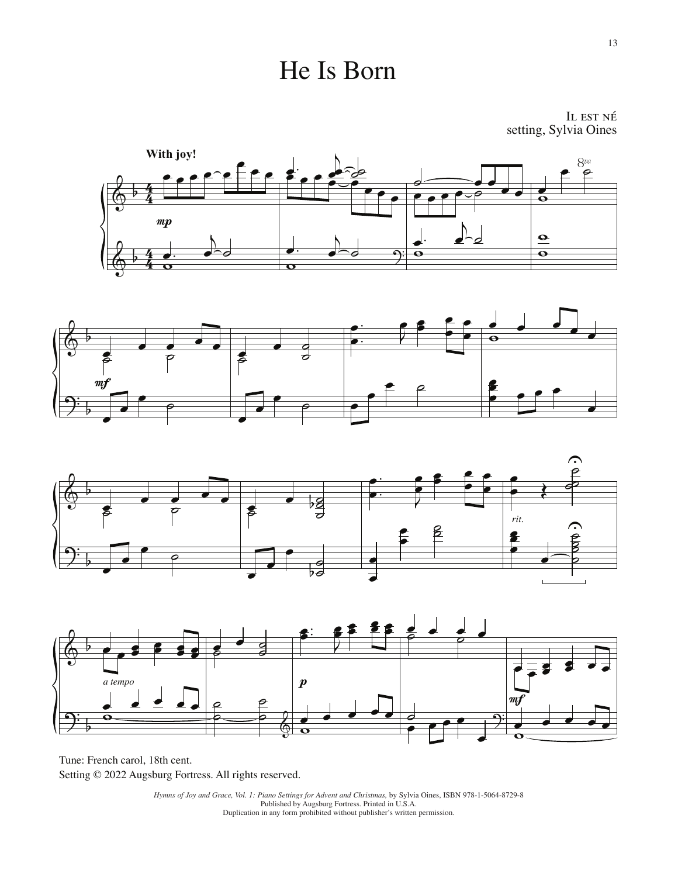# He Is Born

Il est né
setting, Sylvia Oines

Tune: French carol, 18th cent.
Setting © 2022 Augsburg Fortress. All rights reserved.

*Hymns of Joy and Grace, Vol. 1: Piano Settings for Advent and Christmas,* by Sylvia Oines, ISBN 978-1-5064-8729-8
Published by Augsburg Fortress. Printed in U.S.A.
Duplication in any form prohibited without publisher's written permission.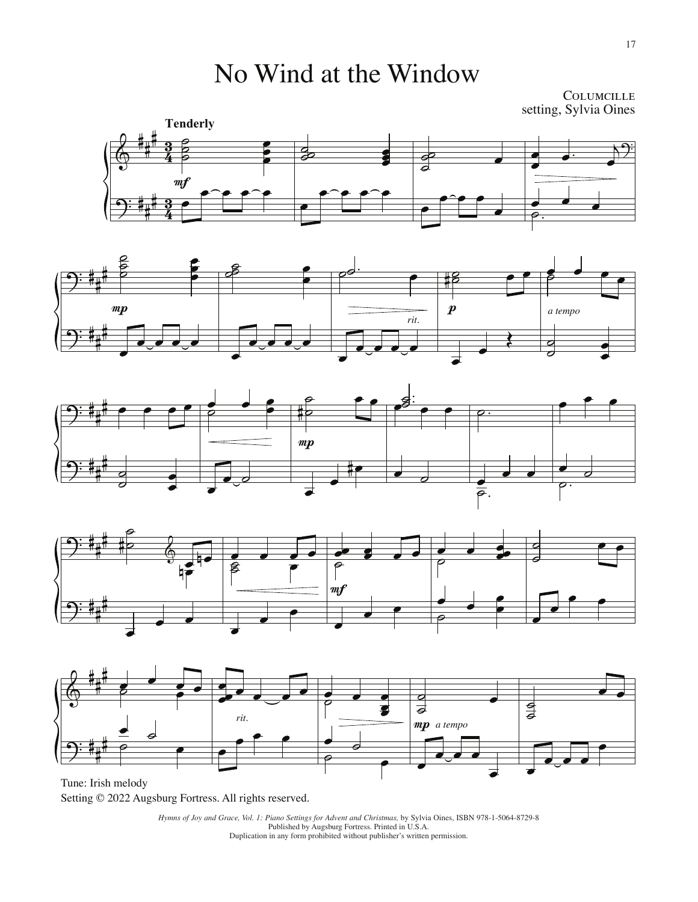# No Wind at the Window

COLUMCILLE
setting, Sylvia Oines

Tune: Irish melody
Setting © 2022 Augsburg Fortress. All rights reserved.

*Hymns of Joy and Grace, Vol. 1: Piano Settings for Advent and Christmas,* by Sylvia Oines, ISBN 978-1-5064-8729-8
Published by Augsburg Fortress. Printed in U.S.A.
Duplication in any form prohibited without publisher's written permission.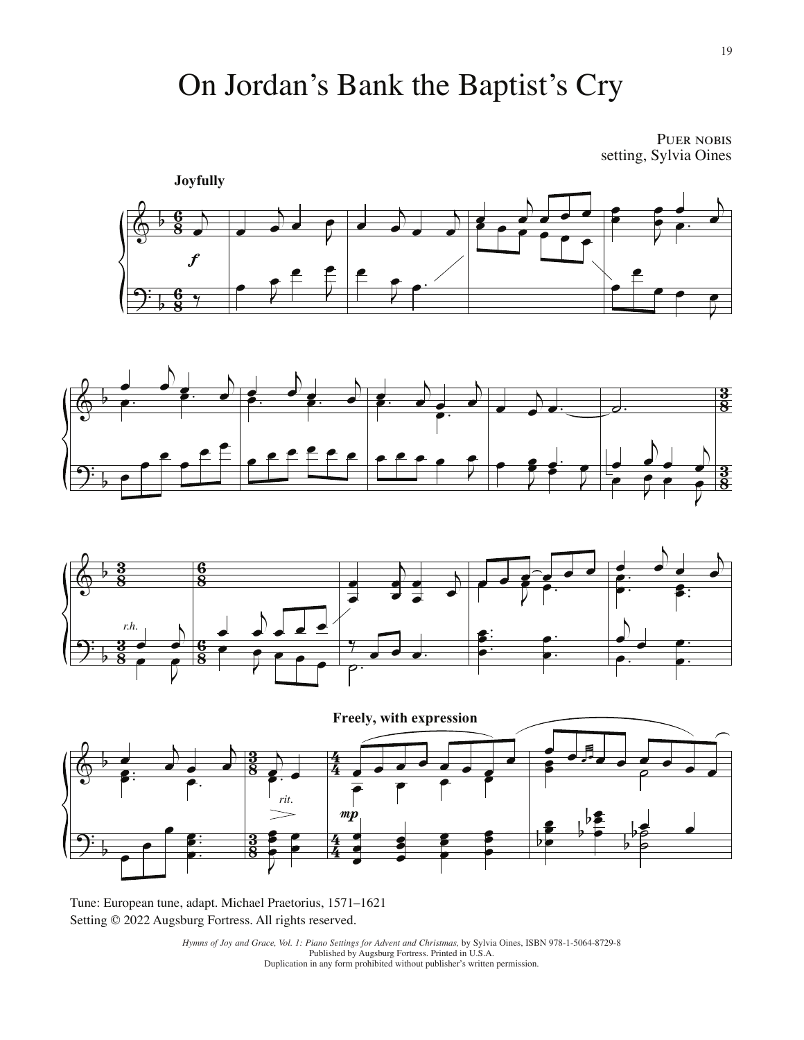# On Jordan's Bank the Baptist's Cry

Puer nobis
setting, Sylvia Oines

Joyfully

Freely, with expression

Tune: European tune, adapt. Michael Praetorius, 1571–1621
Setting © 2022 Augsburg Fortress. All rights reserved.

*Hymns of Joy and Grace, Vol. 1: Piano Settings for Advent and Christmas,* by Sylvia Oines, ISBN 978-1-5064-8729-8
Published by Augsburg Fortress. Printed in U.S.A.
Duplication in any form prohibited without publisher's written permission.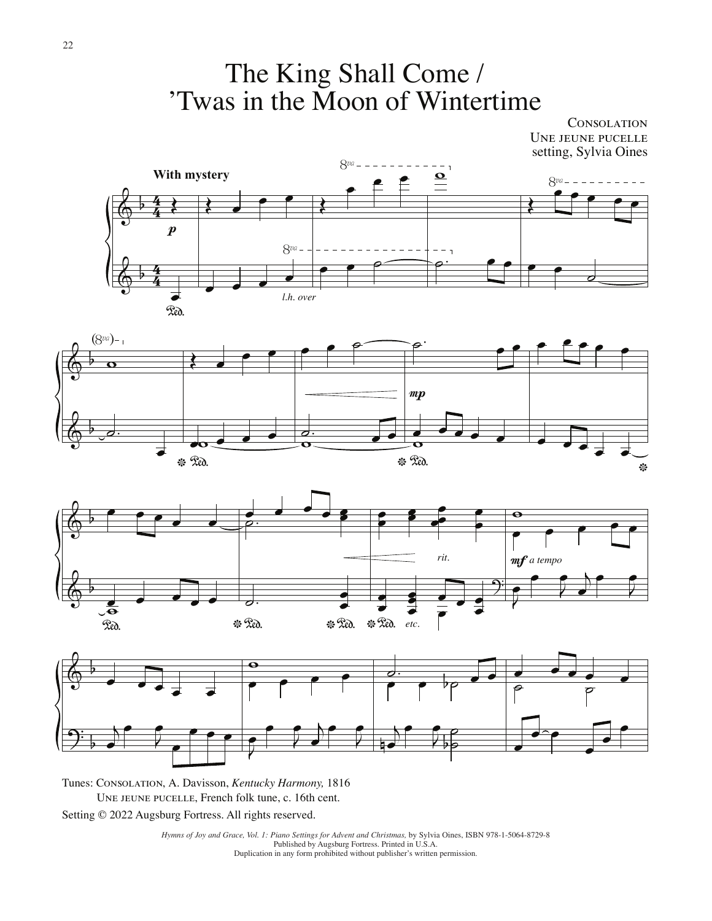# The King Shall Come / 'Twas in the Moon of Wintertime

Consolation
Une jeune pucelle
setting, Sylvia Oines

Tunes: Consolation, A. Davisson, *Kentucky Harmony,* 1816
Une jeune pucelle, French folk tune, c. 16th cent.

Setting © 2022 Augsburg Fortress. All rights reserved.

*Hymns of Joy and Grace, Vol. 1: Piano Settings for Advent and Christmas,* by Sylvia Oines, ISBN 978-1-5064-8729-8
Published by Augsburg Fortress. Printed in U.S.A.
Duplication in any form prohibited without publisher's written permission.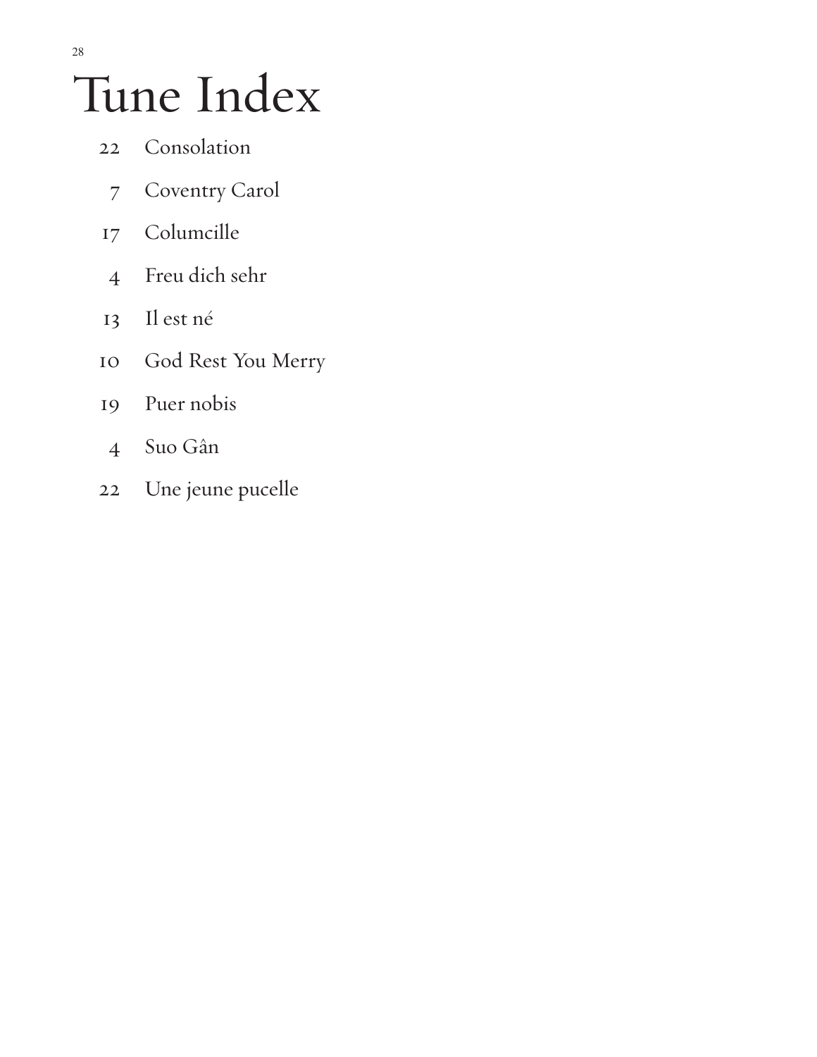# Tune Index

| | |
|---|---|
| 22 | Consolation |
| 7 | Coventry Carol |
| 17 | Columcille |
| 4 | Freu dich sehr |
| 13 | Il est né |
| 10 | God Rest You Merry |
| 19 | Puer nobis |
| 4 | Suo Gân |
| 22 | Une jeune pucelle |